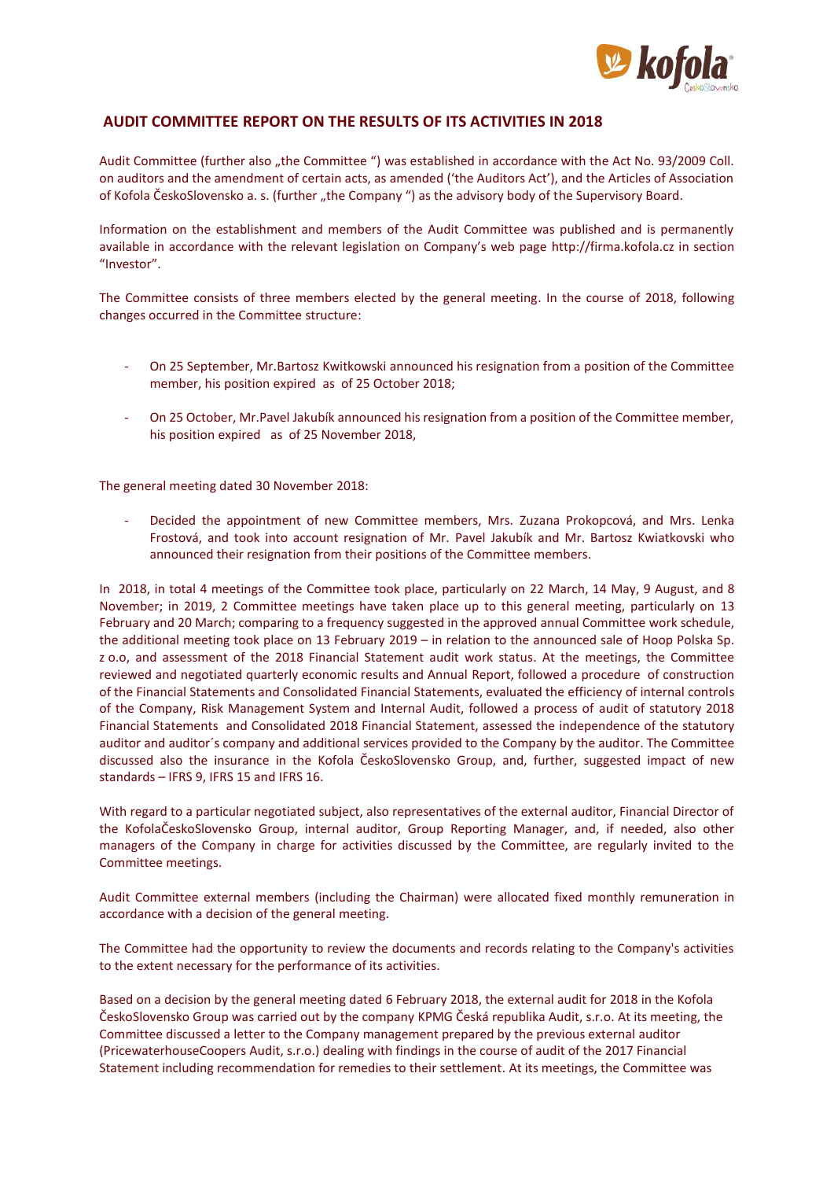## AUDIT COMMITTEE REPORT ON THE RESULTS OF ITS ACTIVITIES IN 2018

Audit Committee (further also „the Committee ") was established in accordance with the Act No. 93/2009 Coll. on auditors and the amendment of certain acts, as amended ('the Auditors Act'), and the Articles of Association of Kofola ČeskoSlovensko a. s. (further „the Company ") as the advisory body of the Supervisory Board.

Information on the establishment and members of the Audit Committee was published and is permanently available in accordance with the relevant legislation on Company's web page http://firma.kofola.cz in section "Investor".

The Committee consists of three members elected by the general meeting. In the course of 2018, following changes occurred in the Committee structure:

- On 25 September, Mr.Bartosz Kwitkowski announced his resignation from a position of the Committee member, his position expired as of 25 October 2018;
- On 25 October, Mr.Pavel Jakubík announced his resignation from a position of the Committee member, his position expired as of 25 November 2018,

The general meeting dated 30 November 2018:

- Decided the appointment of new Committee members, Mrs. Zuzana Prokopcová, and Mrs. Lenka Frostová, and took into account resignation of Mr. Pavel Jakubík and Mr. Bartosz Kwiatkovski who announced their resignation from their positions of the Committee members.

In 2018, in total 4 meetings of the Committee took place, particularly on 22 March, 14 May, 9 August, and 8 November; in 2019, 2 Committee meetings have taken place up to this general meeting, particularly on 13 February and 20 March; comparing to a frequency suggested in the approved annual Committee work schedule, the additional meeting took place on 13 February 2019 – in relation to the announced sale of Hoop Polska Sp. z o.o, and assessment of the 2018 Financial Statement audit work status. At the meetings, the Committee reviewed and negotiated quarterly economic results and Annual Report, followed a procedure of construction of the Financial Statements and Consolidated Financial Statements, evaluated the efficiency of internal controls of the Company, Risk Management System and Internal Audit, followed a process of audit of statutory 2018 Financial Statements and Consolidated 2018 Financial Statement, assessed the independence of the statutory auditor and auditor´s company and additional services provided to the Company by the auditor. The Committee discussed also the insurance in the Kofola ČeskoSlovensko Group, and, further, suggested impact of new standards – IFRS 9, IFRS 15 and IFRS 16.

With regard to a particular negotiated subject, also representatives of the external auditor, Financial Director of the KofolaČeskoSlovensko Group, internal auditor, Group Reporting Manager, and, if needed, also other managers of the Company in charge for activities discussed by the Committee, are regularly invited to the Committee meetings.

Audit Committee external members (including the Chairman) were allocated fixed monthly remuneration in accordance with a decision of the general meeting.

The Committee had the opportunity to review the documents and records relating to the Company's activities to the extent necessary for the performance of its activities.

Based on a decision by the general meeting dated 6 February 2018, the external audit for 2018 in the Kofola ČeskoSlovensko Group was carried out by the company KPMG Česká republika Audit, s.r.o. At its meeting, the Committee discussed a letter to the Company management prepared by the previous external auditor (PricewaterhouseCoopers Audit, s.r.o.) dealing with findings in the course of audit of the 2017 Financial Statement including recommendation for remedies to their settlement. At its meetings, the Committee was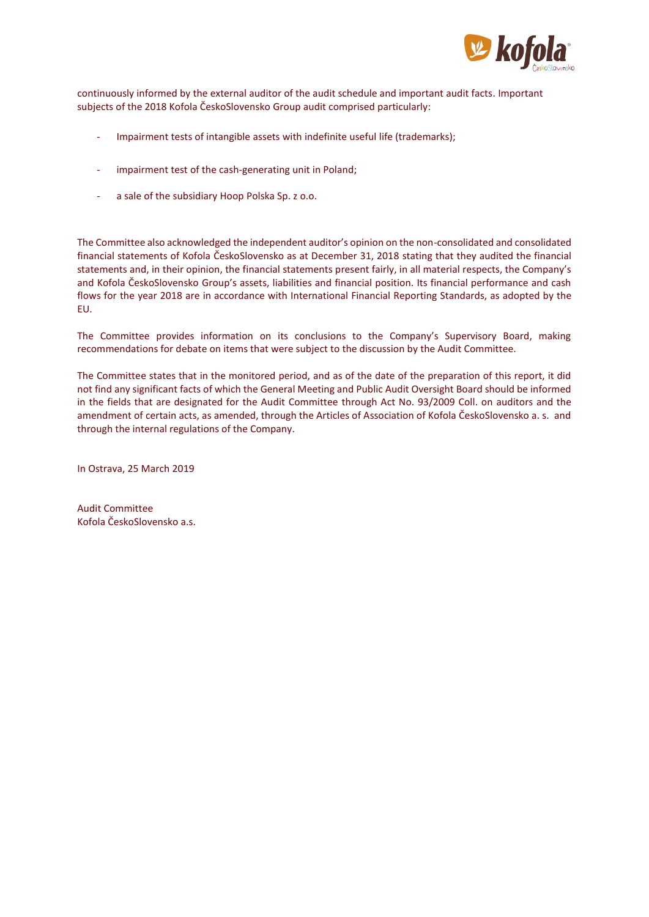continuously informed by the external auditor of the audit schedule and important audit facts. Important subjects of the 2018 Kofola ČeskoSlovensko Group audit comprised particularly:

- Impairment tests of intangible assets with indefinite useful life (trademarks);
- impairment test of the cash-generating unit in Poland;
- a sale of the subsidiary Hoop Polska Sp. z o.o.

The Committee also acknowledged the independent auditor's opinion on the non-consolidated and consolidated financial statements of Kofola ČeskoSlovensko as at December 31, 2018 stating that they audited the financial statements and, in their opinion, the financial statements present fairly, in all material respects, the Company's and Kofola ČeskoSlovensko Group's assets, liabilities and financial position. Its financial performance and cash flows for the year 2018 are in accordance with International Financial Reporting Standards, as adopted by the EU.

The Committee provides information on its conclusions to the Company's Supervisory Board, making recommendations for debate on items that were subject to the discussion by the Audit Committee.

The Committee states that in the monitored period, and as of the date of the preparation of this report, it did not find any significant facts of which the General Meeting and Public Audit Oversight Board should be informed in the fields that are designated for the Audit Committee through Act No. 93/2009 Coll. on auditors and the amendment of certain acts, as amended, through the Articles of Association of Kofola ČeskoSlovensko a. s. and through the internal regulations of the Company.

In Ostrava, 25 March 2019

Audit Committee
Kofola ČeskoSlovensko a.s.